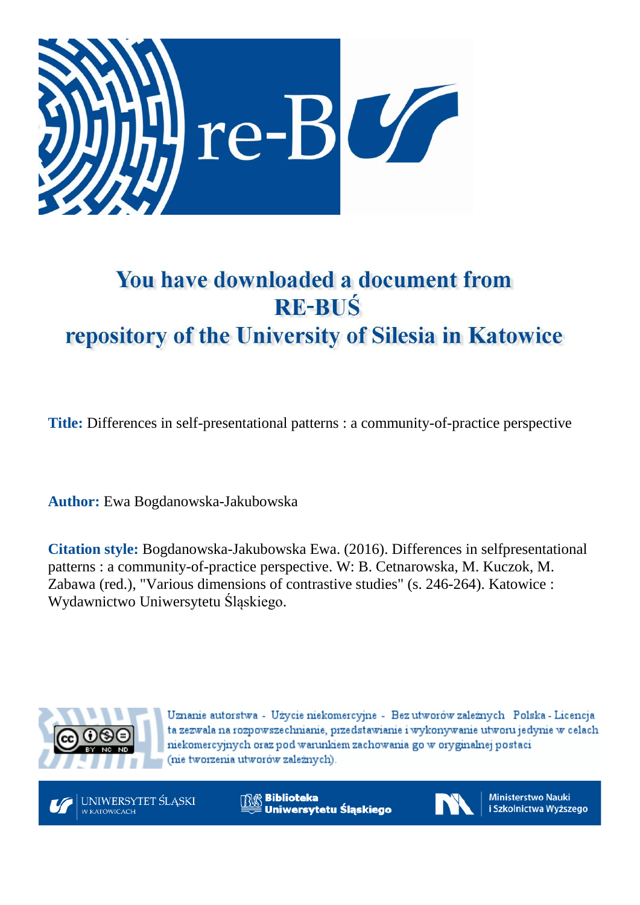# You have downloaded a document from RE-BUŚ repository of the University of Silesia in Katowice

**Title:** Differences in self-presentational patterns : a community-of-practice perspective

**Author:** Ewa Bogdanowska-Jakubowska

**Citation style:** Bogdanowska-Jakubowska Ewa. (2016). Differences in selfpresentational patterns : a community-of-practice perspective. W: B. Cetnarowska, M. Kuczok, M. Zabawa (red.), "Various dimensions of contrastive studies" (s. 246-264). Katowice : Wydawnictwo Uniwersytetu Śląskiego.

Uznanie autorstwa - Użycie niekomercyjne - Bez utworów zależnych Polska - Licencja ta zezwala na rozpowszechnianie, przedstawianie i wykonywanie utworu jedynie w celach niekomercyjnych oraz pod warunkiem zachowania go w oryginalnej postaci (nie tworzenia utworów zależnych).

UNIWERSYTET ŚLĄSKI W KATOWICACH

Biblioteka Uniwersytetu Śląskiego

Ministerstwo Nauki i Szkolnictwa Wyższego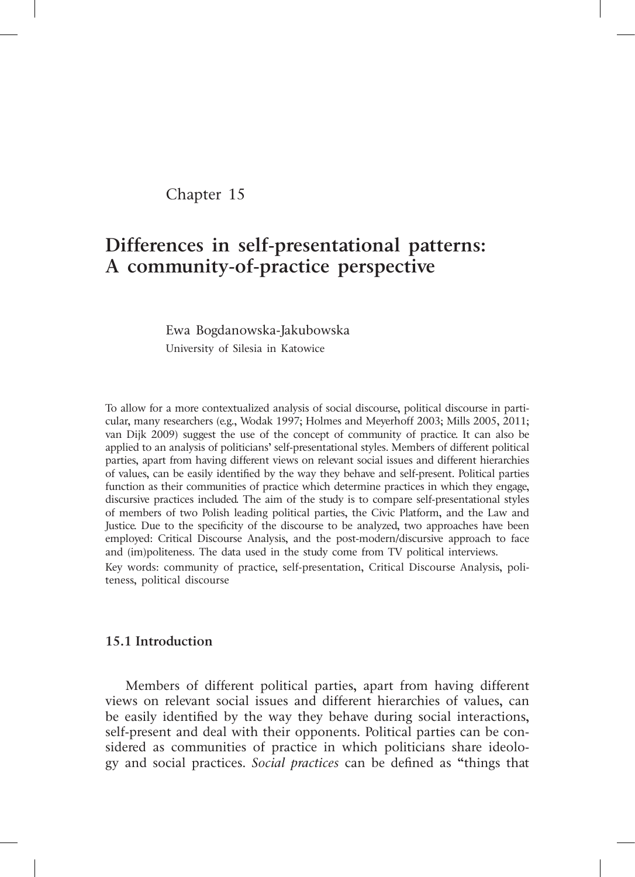Chapter 15

# Differences in self-presentational patterns: A community-of-practice perspective

Ewa Bogdanowska-Jakubowska

University of Silesia in Katowice

To allow for a more contextualized analysis of social discourse, political discourse in particular, many researchers (e.g., Wodak 1997; Holmes and Meyerhoff 2003; Mills 2005, 2011; van Dijk 2009) suggest the use of the concept of community of practice. It can also be applied to an analysis of politicians' self-presentational styles. Members of different political parties, apart from having different views on relevant social issues and different hierarchies of values, can be easily identified by the way they behave and self-present. Political parties function as their communities of practice which determine practices in which they engage, discursive practices included. The aim of the study is to compare self-presentational styles of members of two Polish leading political parties, the Civic Platform, and the Law and Justice. Due to the specificity of the discourse to be analyzed, two approaches have been employed: Critical Discourse Analysis, and the post-modern/discursive approach to face and (im)politeness. The data used in the study come from TV political interviews.

Key words: community of practice, self-presentation, Critical Discourse Analysis, politeness, political discourse

## 15.1 Introduction

Members of different political parties, apart from having different views on relevant social issues and different hierarchies of values, can be easily identified by the way they behave during social interactions, self-present and deal with their opponents. Political parties can be considered as communities of practice in which politicians share ideology and social practices. *Social practices* can be defined as "things that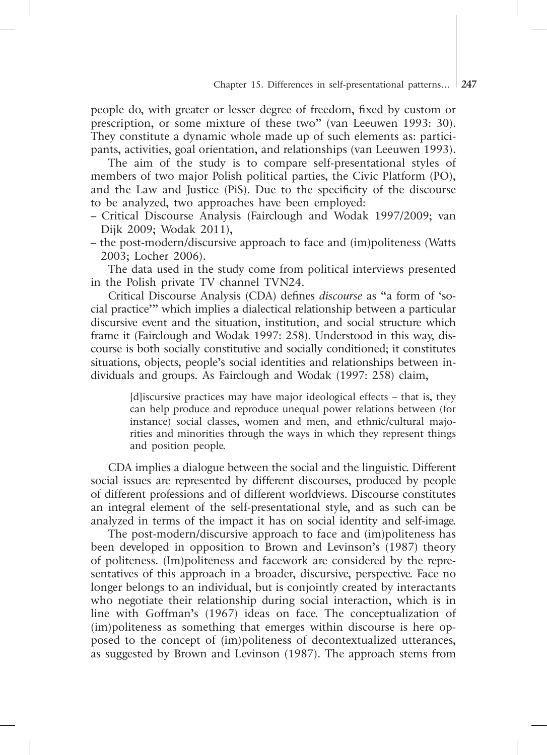people do, with greater or lesser degree of freedom, fixed by custom or prescription, or some mixture of these two" (van Leeuwen 1993: 30). They constitute a dynamic whole made up of such elements as: participants, activities, goal orientation, and relationships (van Leeuwen 1993).

The aim of the study is to compare self-presentational styles of members of two major Polish political parties, the Civic Platform (PO), and the Law and Justice (PiS). Due to the specificity of the discourse to be analyzed, two approaches have been employed:

– Critical Discourse Analysis (Fairclough and Wodak 1997/2009; van Dijk 2009; Wodak 2011),
– the post-modern/discursive approach to face and (im)politeness (Watts 2003; Locher 2006).

The data used in the study come from political interviews presented in the Polish private TV channel TVN24.

Critical Discourse Analysis (CDA) defines *discourse* as "a form of 'social practice'" which implies a dialectical relationship between a particular discursive event and the situation, institution, and social structure which frame it (Fairclough and Wodak 1997: 258). Understood in this way, discourse is both socially constitutive and socially conditioned; it constitutes situations, objects, people's social identities and relationships between individuals and groups. As Fairclough and Wodak (1997: 258) claim,

> [d]iscursive practices may have major ideological effects – that is, they can help produce and reproduce unequal power relations between (for instance) social classes, women and men, and ethnic/cultural majorities and minorities through the ways in which they represent things and position people.

CDA implies a dialogue between the social and the linguistic. Different social issues are represented by different discourses, produced by people of different professions and of different worldviews. Discourse constitutes an integral element of the self-presentational style, and as such can be analyzed in terms of the impact it has on social identity and self-image.

The post-modern/discursive approach to face and (im)politeness has been developed in opposition to Brown and Levinson's (1987) theory of politeness. (Im)politeness and facework are considered by the representatives of this approach in a broader, discursive, perspective. Face no longer belongs to an individual, but is conjointly created by interactants who negotiate their relationship during social interaction, which is in line with Goffman's (1967) ideas on face. The conceptualization of (im)politeness as something that emerges within discourse is here opposed to the concept of (im)politeness of decontextualized utterances, as suggested by Brown and Levinson (1987). The approach stems from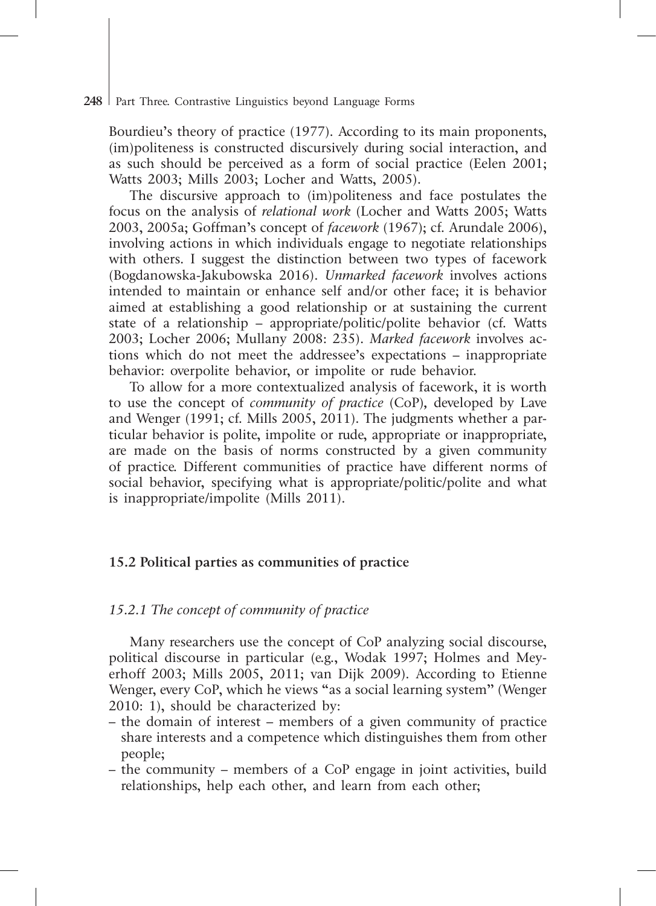Bourdieu's theory of practice (1977). According to its main proponents, (im)politeness is constructed discursively during social interaction, and as such should be perceived as a form of social practice (Eelen 2001; Watts 2003; Mills 2003; Locher and Watts, 2005).

The discursive approach to (im)politeness and face postulates the focus on the analysis of *relational work* (Locher and Watts 2005; Watts 2003, 2005a; Goffman's concept of *facework* (1967); cf. Arundale 2006), involving actions in which individuals engage to negotiate relationships with others. I suggest the distinction between two types of facework (Bogdanowska-Jakubowska 2016). *Unmarked facework* involves actions intended to maintain or enhance self and/or other face; it is behavior aimed at establishing a good relationship or at sustaining the current state of a relationship – appropriate/politic/polite behavior (cf. Watts 2003; Locher 2006; Mullany 2008: 235). *Marked facework* involves actions which do not meet the addressee's expectations – inappropriate behavior: overpolite behavior, or impolite or rude behavior.

To allow for a more contextualized analysis of facework, it is worth to use the concept of *community of practice* (CoP), developed by Lave and Wenger (1991; cf. Mills 2005, 2011). The judgments whether a particular behavior is polite, impolite or rude, appropriate or inappropriate, are made on the basis of norms constructed by a given community of practice. Different communities of practice have different norms of social behavior, specifying what is appropriate/politic/polite and what is inappropriate/impolite (Mills 2011).

## 15.2 Political parties as communities of practice

### *15.2.1 The concept of community of practice*

Many researchers use the concept of CoP analyzing social discourse, political discourse in particular (e.g., Wodak 1997; Holmes and Meyerhoff 2003; Mills 2005, 2011; van Dijk 2009). According to Etienne Wenger, every CoP, which he views "as a social learning system" (Wenger 2010: 1), should be characterized by:

- the domain of interest – members of a given community of practice share interests and a competence which distinguishes them from other people;
- the community – members of a CoP engage in joint activities, build relationships, help each other, and learn from each other;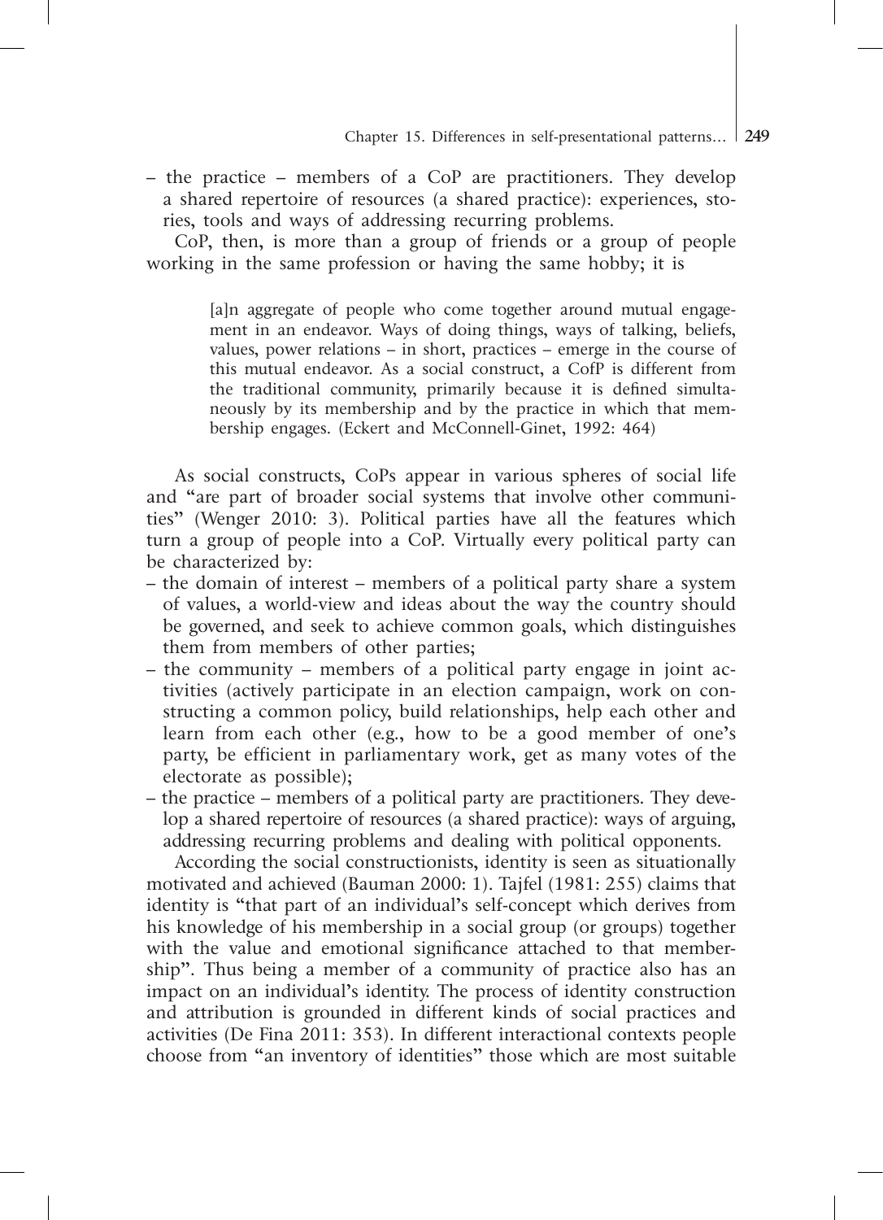– the practice – members of a CoP are practitioners. They develop a shared repertoire of resources (a shared practice): experiences, stories, tools and ways of addressing recurring problems.

CoP, then, is more than a group of friends or a group of people working in the same profession or having the same hobby; it is

> [a]n aggregate of people who come together around mutual engagement in an endeavor. Ways of doing things, ways of talking, beliefs, values, power relations – in short, practices – emerge in the course of this mutual endeavor. As a social construct, a CofP is different from the traditional community, primarily because it is defined simultaneously by its membership and by the practice in which that membership engages. (Eckert and McConnell-Ginet, 1992: 464)

As social constructs, CoPs appear in various spheres of social life and "are part of broader social systems that involve other communities" (Wenger 2010: 3). Political parties have all the features which turn a group of people into a CoP. Virtually every political party can be characterized by:

– the domain of interest – members of a political party share a system of values, a world-view and ideas about the way the country should be governed, and seek to achieve common goals, which distinguishes them from members of other parties;
– the community – members of a political party engage in joint activities (actively participate in an election campaign, work on constructing a common policy, build relationships, help each other and learn from each other (e.g., how to be a good member of one's party, be efficient in parliamentary work, get as many votes of the electorate as possible);
– the practice – members of a political party are practitioners. They develop a shared repertoire of resources (a shared practice): ways of arguing, addressing recurring problems and dealing with political opponents.

According the social constructionists, identity is seen as situationally motivated and achieved (Bauman 2000: 1). Tajfel (1981: 255) claims that identity is "that part of an individual's self-concept which derives from his knowledge of his membership in a social group (or groups) together with the value and emotional significance attached to that membership". Thus being a member of a community of practice also has an impact on an individual's identity. The process of identity construction and attribution is grounded in different kinds of social practices and activities (De Fina 2011: 353). In different interactional contexts people choose from "an inventory of identities" those which are most suitable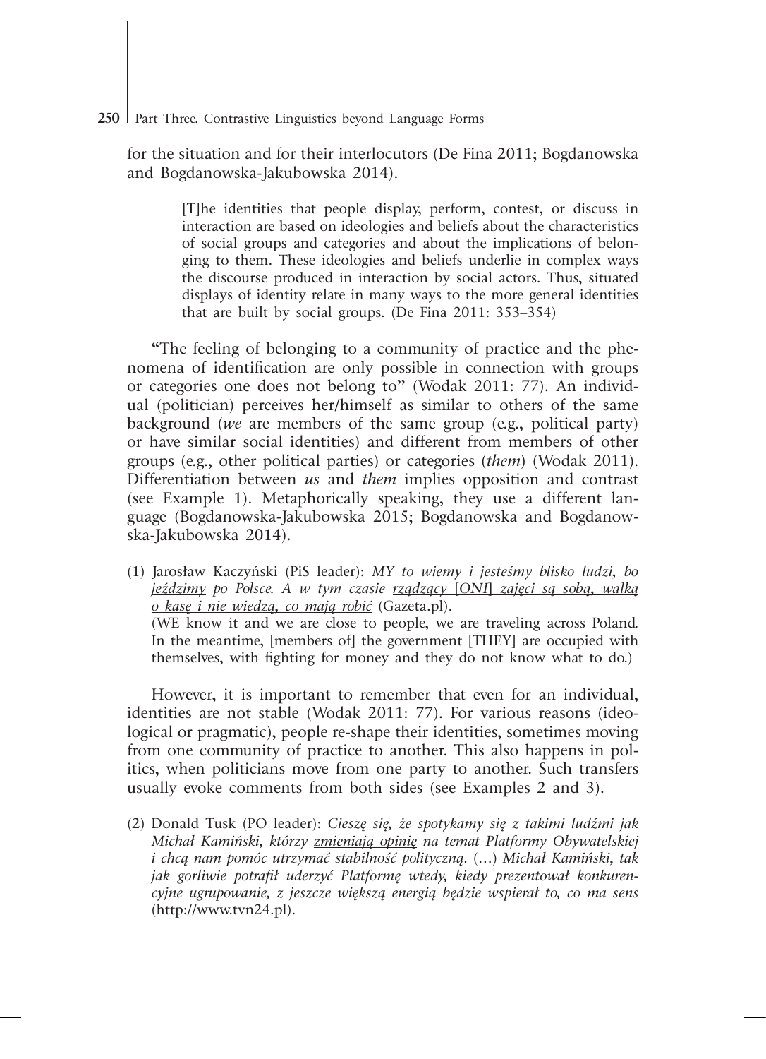for the situation and for their interlocutors (De Fina 2011; Bogdanowska and Bogdanowska-Jakubowska 2014).

> [T]he identities that people display, perform, contest, or discuss in interaction are based on ideologies and beliefs about the characteristics of social groups and categories and about the implications of belonging to them. These ideologies and beliefs underlie in complex ways the discourse produced in interaction by social actors. Thus, situated displays of identity relate in many ways to the more general identities that are built by social groups. (De Fina 2011: 353–354)

"The feeling of belonging to a community of practice and the phenomena of identification are only possible in connection with groups or categories one does not belong to" (Wodak 2011: 77). An individual (politician) perceives her/himself as similar to others of the same background (*we* are members of the same group (e.g., political party) or have similar social identities) and different from members of other groups (e.g., other political parties) or categories (*them*) (Wodak 2011). Differentiation between *us* and *them* implies opposition and contrast (see Example 1). Metaphorically speaking, they use a different language (Bogdanowska-Jakubowska 2015; Bogdanowska and Bogdanowska-Jakubowska 2014).

(1) Jarosław Kaczyński (PiS leader): <u>*MY to wiemy i jesteśmy*</u> *blisko ludzi, bo* <u>*jeździmy*</u> *po Polsce. A w tym czasie* <u>*rządzący* [*ONI*] *zajęci są sobą, walką o kasę i nie wiedzą, co mają robić*</u> (Gazeta.pl).
(WE know it and we are close to people, we are traveling across Poland. In the meantime, [members of] the government [THEY] are occupied with themselves, with fighting for money and they do not know what to do.)

However, it is important to remember that even for an individual, identities are not stable (Wodak 2011: 77). For various reasons (ideological or pragmatic), people re-shape their identities, sometimes moving from one community of practice to another. This also happens in politics, when politicians move from one party to another. Such transfers usually evoke comments from both sides (see Examples 2 and 3).

(2) Donald Tusk (PO leader): *Cieszę się, że spotykamy się z takimi ludźmi jak Michał Kamiński, którzy* <u>*zmieniają opinię*</u> *na temat Platformy Obywatelskiej i chcą nam pomóc utrzymać stabilność polityczną.* (…) *Michał Kamiński, tak jak* <u>*gorliwie potrafił uderzyć Platformę wtedy, kiedy prezentował konkurencyjne ugrupowanie*</u>, <u>*z jeszcze większą energią będzie wspierał to, co ma sens*</u> (http://www.tvn24.pl).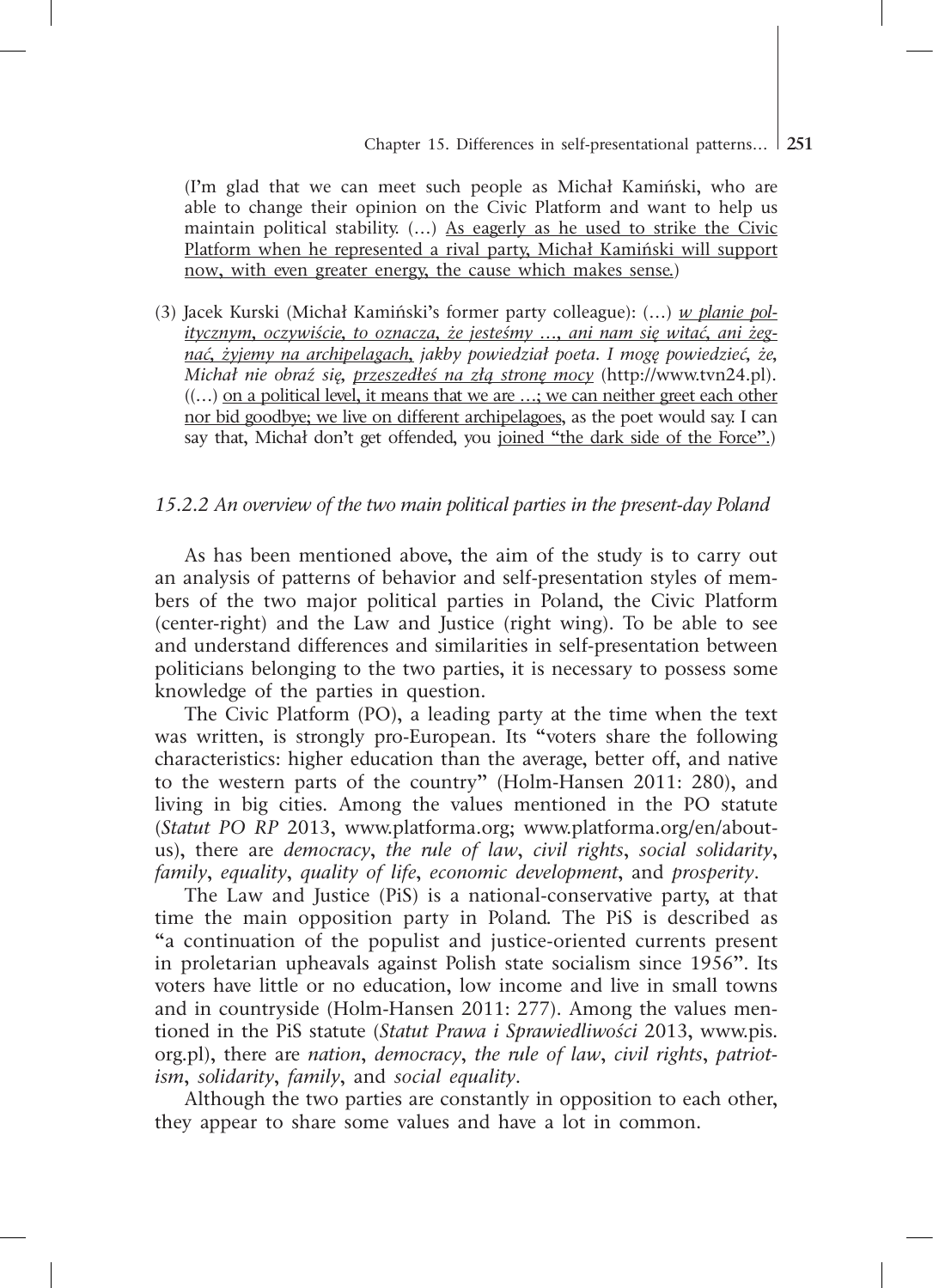(I'm glad that we can meet such people as Michał Kamiński, who are able to change their opinion on the Civic Platform and want to help us maintain political stability. (…) <u>As eagerly as he used to strike the Civic Platform when he represented a rival party, Michał Kamiński will support now, with even greater energy, the cause which makes sense.</u>)

(3) Jacek Kurski (Michał Kamiński's former party colleague): (…) <u>*w planie politycznym, oczywiście, to oznacza, że jesteśmy …, ani nam się witać, ani żegnać, żyjemy na archipelagach,*</u> *jakby powiedział poeta. I mogę powiedzieć, że, Michał nie obraź się,* <u>*przeszedłeś na złą stronę mocy*</u> (http://www.tvn24.pl). ((…) <u>on a political level, it means that we are …; we can neither greet each other nor bid goodbye; we live on different archipelagoes,</u> as the poet would say. I can say that, Michał don't get offended, you <u>joined "the dark side of the Force".</u>)

### *15.2.2 An overview of the two main political parties in the present-day Poland*

As has been mentioned above, the aim of the study is to carry out an analysis of patterns of behavior and self-presentation styles of members of the two major political parties in Poland, the Civic Platform (center-right) and the Law and Justice (right wing). To be able to see and understand differences and similarities in self-presentation between politicians belonging to the two parties, it is necessary to possess some knowledge of the parties in question.

The Civic Platform (PO), a leading party at the time when the text was written, is strongly pro-European. Its "voters share the following characteristics: higher education than the average, better off, and native to the western parts of the country" (Holm-Hansen 2011: 280), and living in big cities. Among the values mentioned in the PO statute (*Statut PO RP* 2013, www.platforma.org; www.platforma.org/en/about-us), there are *democracy*, *the rule of law*, *civil rights*, *social solidarity*, *family*, *equality*, *quality of life*, *economic development*, and *prosperity*.

The Law and Justice (PiS) is a national-conservative party, at that time the main opposition party in Poland. The PiS is described as "a continuation of the populist and justice-oriented currents present in proletarian upheavals against Polish state socialism since 1956". Its voters have little or no education, low income and live in small towns and in countryside (Holm-Hansen 2011: 277). Among the values mentioned in the PiS statute (*Statut Prawa i Sprawiedliwości* 2013, www.pis.org.pl), there are *nation*, *democracy*, *the rule of law*, *civil rights*, *patriotism*, *solidarity*, *family*, and *social equality*.

Although the two parties are constantly in opposition to each other, they appear to share some values and have a lot in common.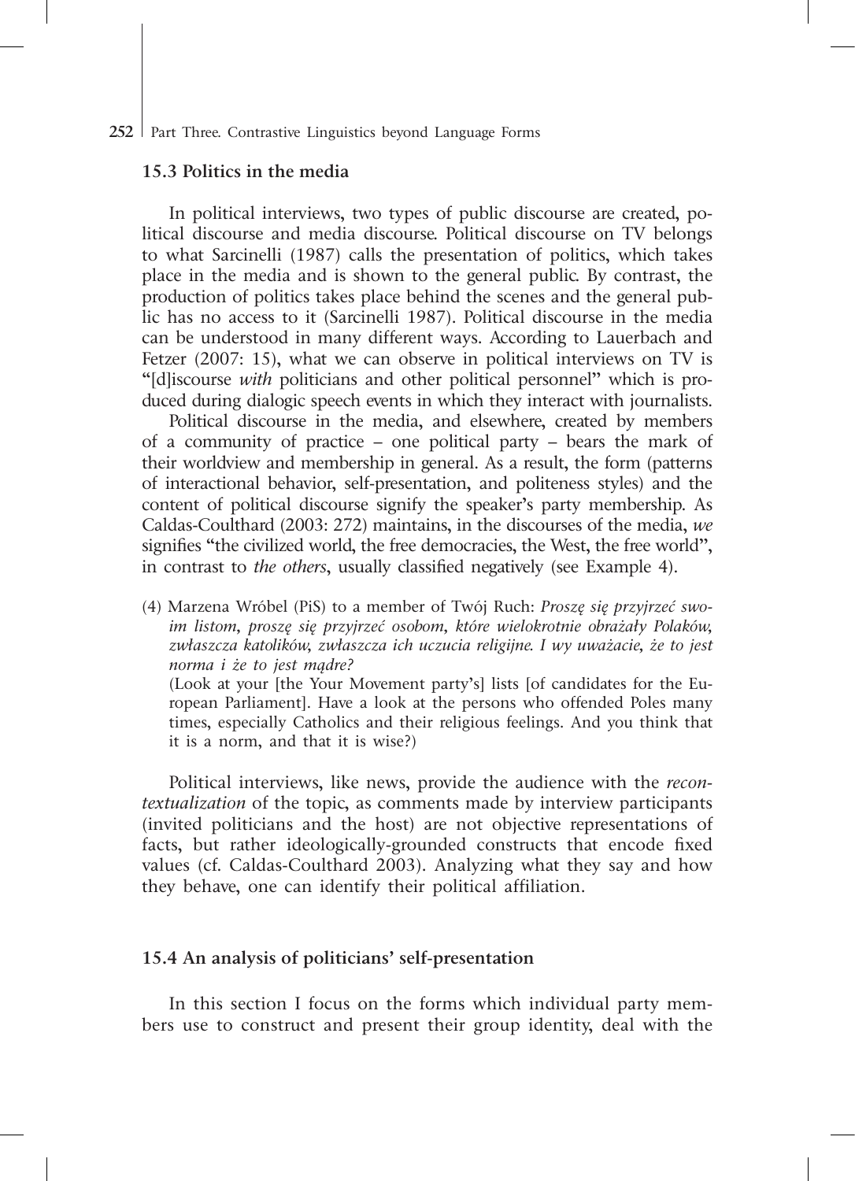### 15.3 Politics in the media

In political interviews, two types of public discourse are created, political discourse and media discourse. Political discourse on TV belongs to what Sarcinelli (1987) calls the presentation of politics, which takes place in the media and is shown to the general public. By contrast, the production of politics takes place behind the scenes and the general public has no access to it (Sarcinelli 1987). Political discourse in the media can be understood in many different ways. According to Lauerbach and Fetzer (2007: 15), what we can observe in political interviews on TV is "[d]iscourse *with* politicians and other political personnel" which is produced during dialogic speech events in which they interact with journalists.

Political discourse in the media, and elsewhere, created by members of a community of practice – one political party – bears the mark of their worldview and membership in general. As a result, the form (patterns of interactional behavior, self-presentation, and politeness styles) and the content of political discourse signify the speaker's party membership. As Caldas-Coulthard (2003: 272) maintains, in the discourses of the media, *we* signifies "the civilized world, the free democracies, the West, the free world", in contrast to *the others*, usually classified negatively (see Example 4).

(4) Marzena Wróbel (PiS) to a member of Twój Ruch: *Proszę się przyjrzeć swoim listom, proszę się przyjrzeć osobom, które wielokrotnie obrażały Polaków, zwłaszcza katolików, zwłaszcza ich uczucia religijne. I wy uważacie, że to jest norma i że to jest mądre?*
(Look at your [the Your Movement party's] lists [of candidates for the European Parliament]. Have a look at the persons who offended Poles many times, especially Catholics and their religious feelings. And you think that it is a norm, and that it is wise?)

Political interviews, like news, provide the audience with the *recontextualization* of the topic, as comments made by interview participants (invited politicians and the host) are not objective representations of facts, but rather ideologically-grounded constructs that encode fixed values (cf. Caldas-Coulthard 2003). Analyzing what they say and how they behave, one can identify their political affiliation.

### 15.4 An analysis of politicians' self-presentation

In this section I focus on the forms which individual party members use to construct and present their group identity, deal with the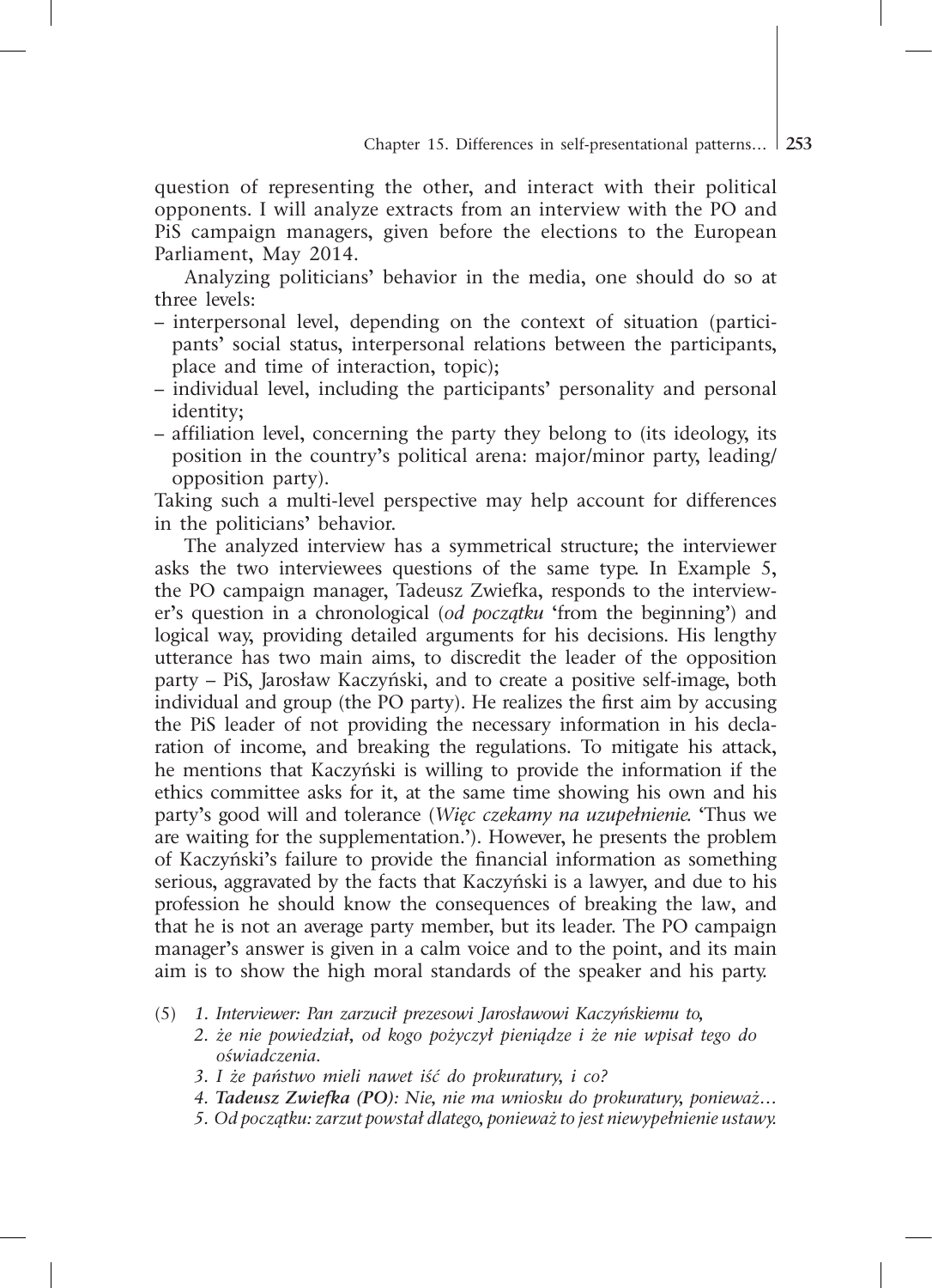question of representing the other, and interact with their political opponents. I will analyze extracts from an interview with the PO and PiS campaign managers, given before the elections to the European Parliament, May 2014.

Analyzing politicians' behavior in the media, one should do so at three levels:

– interpersonal level, depending on the context of situation (participants' social status, interpersonal relations between the participants, place and time of interaction, topic);
– individual level, including the participants' personality and personal identity;
– affiliation level, concerning the party they belong to (its ideology, its position in the country's political arena: major/minor party, leading/opposition party).

Taking such a multi-level perspective may help account for differences in the politicians' behavior.

The analyzed interview has a symmetrical structure; the interviewer asks the two interviewees questions of the same type. In Example 5, the PO campaign manager, Tadeusz Zwiefka, responds to the interviewer's question in a chronological (*od początku* 'from the beginning') and logical way, providing detailed arguments for his decisions. His lengthy utterance has two main aims, to discredit the leader of the opposition party – PiS, Jarosław Kaczyński, and to create a positive self-image, both individual and group (the PO party). He realizes the first aim by accusing the PiS leader of not providing the necessary information in his declaration of income, and breaking the regulations. To mitigate his attack, he mentions that Kaczyński is willing to provide the information if the ethics committee asks for it, at the same time showing his own and his party's good will and tolerance (*Więc czekamy na uzupełnienie.* 'Thus we are waiting for the supplementation.'). However, he presents the problem of Kaczyński's failure to provide the financial information as something serious, aggravated by the facts that Kaczyński is a lawyer, and due to his profession he should know the consequences of breaking the law, and that he is not an average party member, but its leader. The PO campaign manager's answer is given in a calm voice and to the point, and its main aim is to show the high moral standards of the speaker and his party.

(5) *1. Interviewer: Pan zarzucił prezesowi Jarosławowi Kaczyńskiemu to,*
*2. że nie powiedział, od kogo pożyczył pieniądze i że nie wpisał tego do oświadczenia.*
*3. I że państwo mieli nawet iść do prokuratury, i co?*
*4. **Tadeusz Zwiefka (PO)**: Nie, nie ma wniosku do prokuratury, ponieważ…*
*5. Od początku: zarzut powstał dlatego, ponieważ to jest niewypełnienie ustawy.*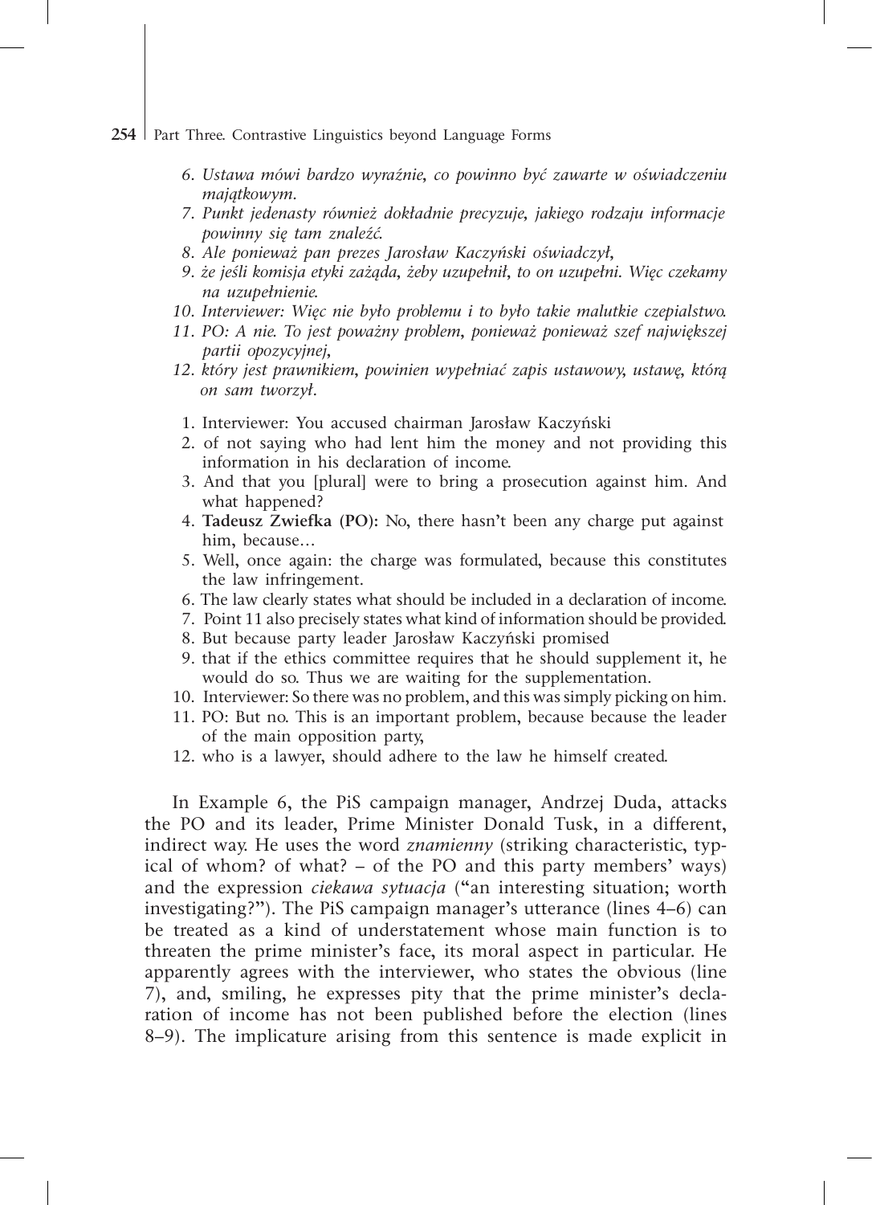6. *Ustawa mówi bardzo wyraźnie, co powinno być zawarte w oświadczeniu majątkowym.*
7. *Punkt jedenasty również dokładnie precyzuje, jakiego rodzaju informacje powinny się tam znaleźć.*
8. *Ale ponieważ pan prezes Jarosław Kaczyński oświadczył,*
9. *że jeśli komisja etyki zażąda, żeby uzupełnił, to on uzupełni. Więc czekamy na uzupełnienie.*
10. *Interviewer: Więc nie było problemu i to było takie malutkie czepialstwo.*
11. *PO: A nie. To jest poważny problem, ponieważ ponieważ szef największej partii opozycyjnej,*
12. *który jest prawnikiem, powinien wypełniać zapis ustawowy, ustawę, którą on sam tworzył.*

1. Interviewer: You accused chairman Jarosław Kaczyński
2. of not saying who had lent him the money and not providing this information in his declaration of income.
3. And that you [plural] were to bring a prosecution against him. And what happened?
4. **Tadeusz Zwiefka (PO):** No, there hasn't been any charge put against him, because…
5. Well, once again: the charge was formulated, because this constitutes the law infringement.
6. The law clearly states what should be included in a declaration of income.
7. Point 11 also precisely states what kind of information should be provided.
8. But because party leader Jarosław Kaczyński promised
9. that if the ethics committee requires that he should supplement it, he would do so. Thus we are waiting for the supplementation.
10. Interviewer: So there was no problem, and this was simply picking on him.
11. PO: But no. This is an important problem, because because the leader of the main opposition party,
12. who is a lawyer, should adhere to the law he himself created.

In Example 6, the PiS campaign manager, Andrzej Duda, attacks the PO and its leader, Prime Minister Donald Tusk, in a different, indirect way. He uses the word *znamienny* (striking characteristic, typical of whom? of what? – of the PO and this party members' ways) and the expression *ciekawa sytuacja* ("an interesting situation; worth investigating?"). The PiS campaign manager's utterance (lines 4–6) can be treated as a kind of understatement whose main function is to threaten the prime minister's face, its moral aspect in particular. He apparently agrees with the interviewer, who states the obvious (line 7), and, smiling, he expresses pity that the prime minister's declaration of income has not been published before the election (lines 8–9). The implicature arising from this sentence is made explicit in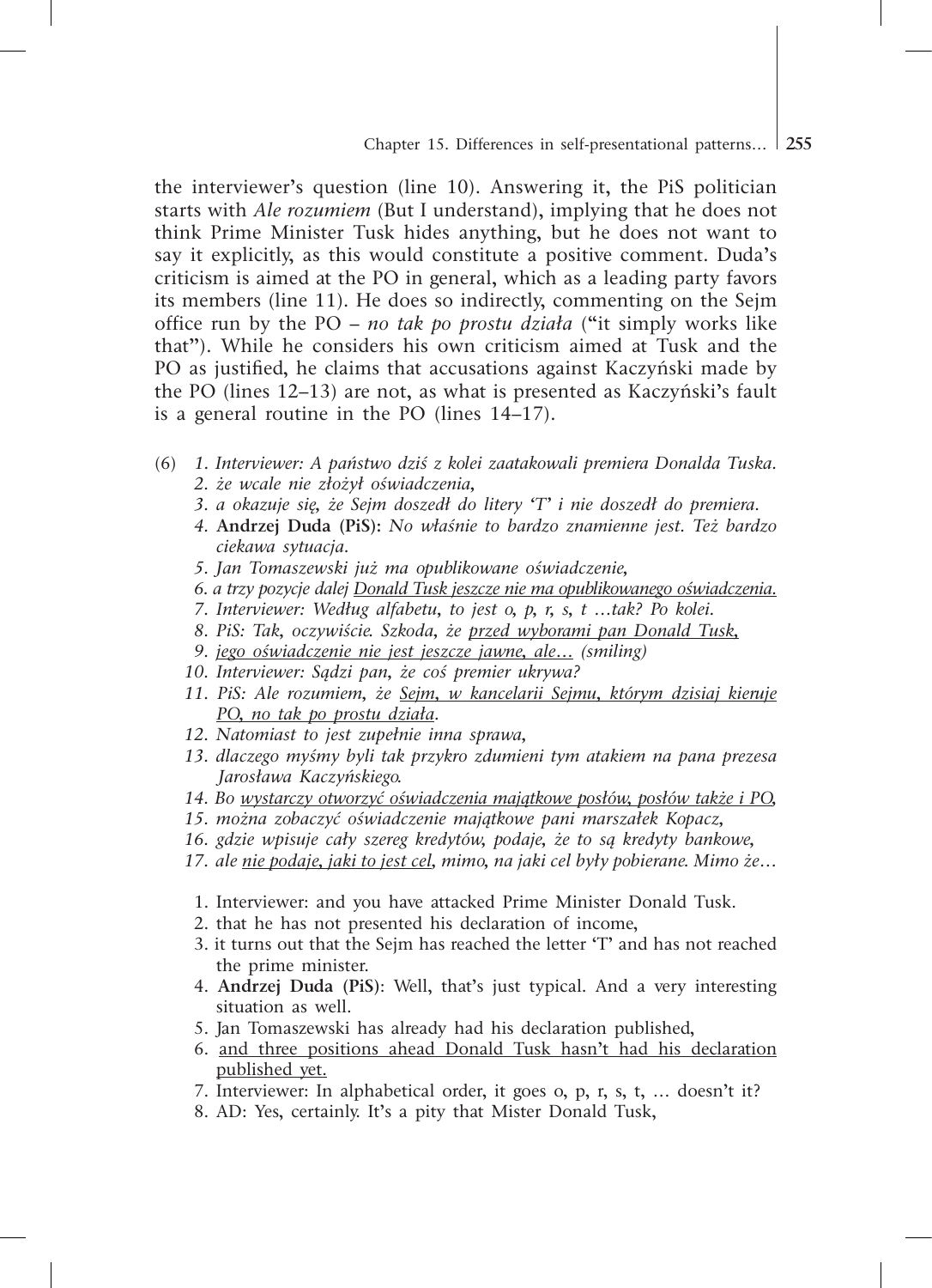the interviewer's question (line 10). Answering it, the PiS politician starts with *Ale rozumiem* (But I understand), implying that he does not think Prime Minister Tusk hides anything, but he does not want to say it explicitly, as this would constitute a positive comment. Duda's criticism is aimed at the PO in general, which as a leading party favors its members (line 11). He does so indirectly, commenting on the Sejm office run by the PO – *no tak po prostu działa* ("it simply works like that"). While he considers his own criticism aimed at Tusk and the PO as justified, he claims that accusations against Kaczyński made by the PO (lines 12–13) are not, as what is presented as Kaczyński's fault is a general routine in the PO (lines 14–17).

(6)
1. *Interviewer: A państwo dziś z kolei zaatakowali premiera Donalda Tuska.*
2. *że wcale nie złożył oświadczenia,*
3. *a okazuje się, że Sejm doszedł do litery 'T' i nie doszedł do premiera.*
4. **Andrzej Duda (PiS):** *No właśnie to bardzo znamienne jest. Też bardzo ciekawa sytuacja.*
5. *Jan Tomaszewski już ma opublikowane oświadczenie,*
6. *a trzy pozycje dalej <u>Donald Tusk jeszcze nie ma opublikowanego oświadczenia.</u>*
7. *Interviewer: Według alfabetu, to jest o, p, r, s, t …tak? Po kolei.*
8. *PiS: Tak, oczywiście. Szkoda, że <u>przed wyborami pan Donald Tusk,</u>*
9. *<u>jego oświadczenie nie jest jeszcze jawne, ale…</u> (smiling)*
10. *Interviewer: Sądzi pan, że coś premier ukrywa?*
11. *PiS: Ale rozumiem, że <u>Sejm, w kancelarii Sejmu, którym dzisiaj kieruje PO, no tak po prostu działa</u>.*
12. *Natomiast to jest zupełnie inna sprawa,*
13. *dlaczego myśmy byli tak przykro zdumieni tym atakiem na pana prezesa Jarosława Kaczyńskiego.*
14. *Bo <u>wystarczy otworzyć oświadczenia majątkowe posłów, posłów także i PO,</u>*
15. *można zobaczyć oświadczenie majątkowe pani marszałek Kopacz,*
16. *gdzie wpisuje cały szereg kredytów, podaje, że to są kredyty bankowe,*
17. *ale <u>nie podaje, jaki to jest cel</u>, mimo, na jaki cel były pobierane. Mimo że…*

1. Interviewer: and you have attacked Prime Minister Donald Tusk.
2. that he has not presented his declaration of income,
3. it turns out that the Sejm has reached the letter 'T' and has not reached the prime minister.
4. **Andrzej Duda (PiS)**: Well, that's just typical. And a very interesting situation as well.
5. Jan Tomaszewski has already had his declaration published,
6. <u>and three positions ahead Donald Tusk hasn't had his declaration published yet.</u>
7. Interviewer: In alphabetical order, it goes o, p, r, s, t, … doesn't it?
8. AD: Yes, certainly. It's a pity that Mister Donald Tusk,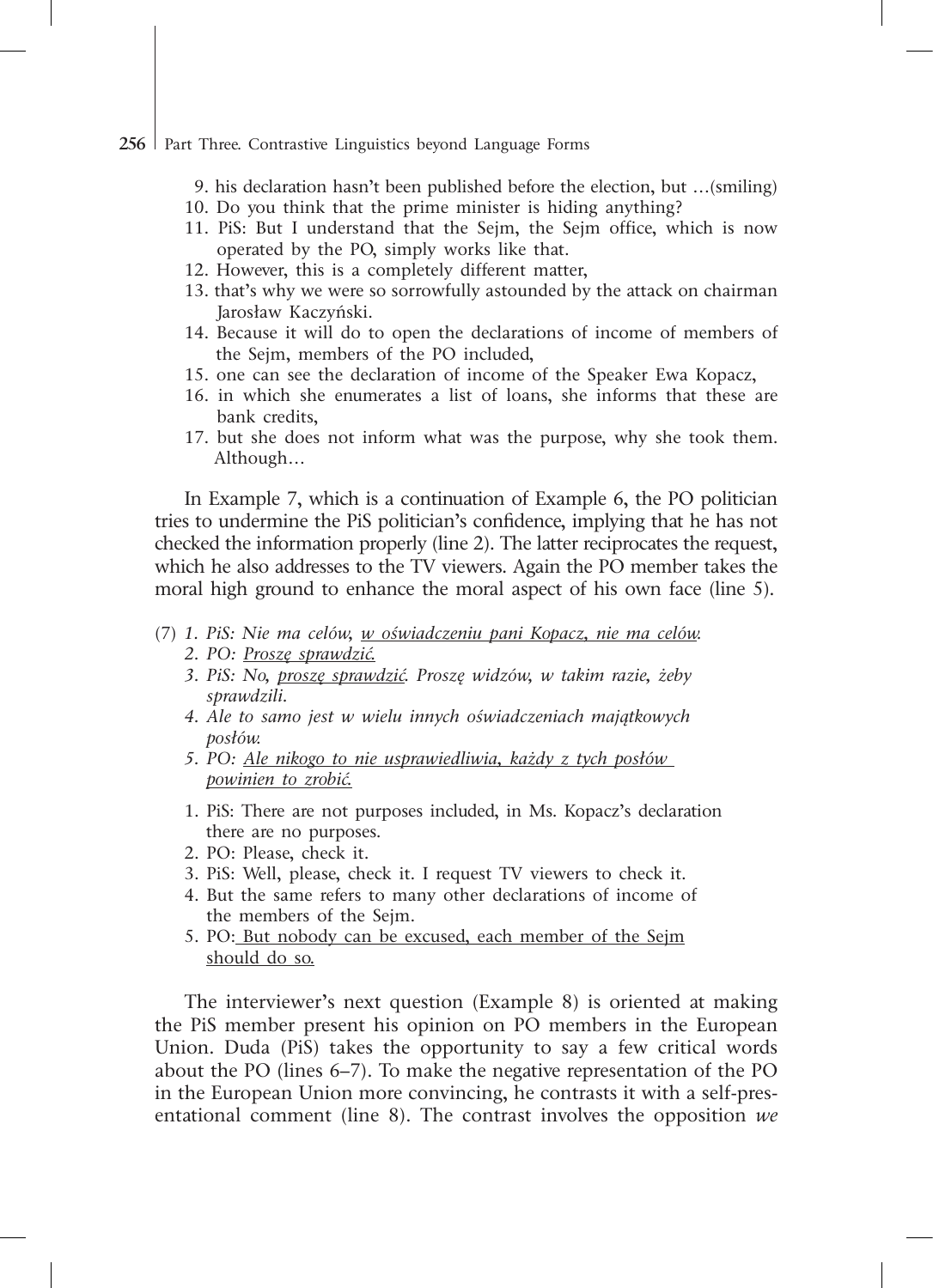9. his declaration hasn't been published before the election, but …(smiling)
10. Do you think that the prime minister is hiding anything?
11. PiS: But I understand that the Sejm, the Sejm office, which is now operated by the PO, simply works like that.
12. However, this is a completely different matter,
13. that's why we were so sorrowfully astounded by the attack on chairman Jarosław Kaczyński.
14. Because it will do to open the declarations of income of members of the Sejm, members of the PO included,
15. one can see the declaration of income of the Speaker Ewa Kopacz,
16. in which she enumerates a list of loans, she informs that these are bank credits,
17. but she does not inform what was the purpose, why she took them. Although…

In Example 7, which is a continuation of Example 6, the PO politician tries to undermine the PiS politician's confidence, implying that he has not checked the information properly (line 2). The latter reciprocates the request, which he also addresses to the TV viewers. Again the PO member takes the moral high ground to enhance the moral aspect of his own face (line 5).

(7) *1. PiS: Nie ma celów, <u>w oświadczeniu pani Kopacz, nie ma celów</u>.*
*2. PO: <u>Proszę sprawdzić.</u>*
*3. PiS: No, <u>proszę sprawdzić</u>. Proszę widzów, w takim razie, żeby sprawdzili.*
*4. Ale to samo jest w wielu innych oświadczeniach majątkowych posłów.*
*5. PO: <u>Ale nikogo to nie usprawiedliwia, każdy z tych posłów powinien to zrobić.</u>*

1. PiS: There are not purposes included, in Ms. Kopacz's declaration there are no purposes.
2. PO: Please, check it.
3. PiS: Well, please, check it. I request TV viewers to check it.
4. But the same refers to many other declarations of income of the members of the Sejm.
5. PO: <u>But nobody can be excused, each member of the Sejm should do so.</u>

The interviewer's next question (Example 8) is oriented at making the PiS member present his opinion on PO members in the European Union. Duda (PiS) takes the opportunity to say a few critical words about the PO (lines 6–7). To make the negative representation of the PO in the European Union more convincing, he contrasts it with a self-presentational comment (line 8). The contrast involves the opposition *we*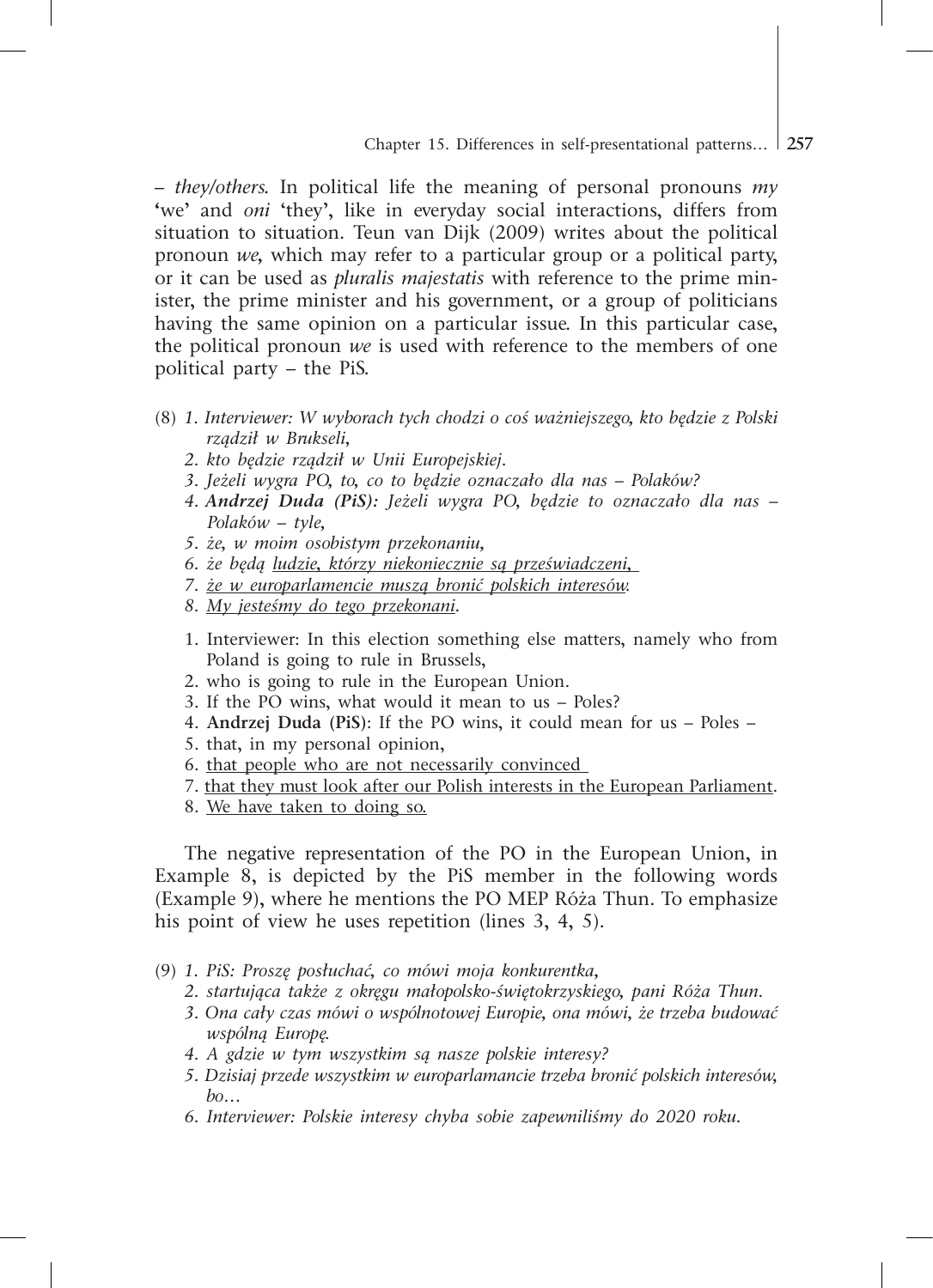– *they/others*. In political life the meaning of personal pronouns *my* 'we' and *oni* 'they', like in everyday social interactions, differs from situation to situation. Teun van Dijk (2009) writes about the political pronoun *we*, which may refer to a particular group or a political party, or it can be used as *pluralis majestatis* with reference to the prime minister, the prime minister and his government, or a group of politicians having the same opinion on a particular issue. In this particular case, the political pronoun *we* is used with reference to the members of one political party – the PiS.

(8) *1. Interviewer: W wyborach tych chodzi o coś ważniejszego, kto będzie z Polski rządził w Brukseli,*
*2. kto będzie rządził w Unii Europejskiej.*
*3. Jeżeli wygra PO, to, co to będzie oznaczało dla nas – Polaków?*
*4.* ***Andrzej Duda (PiS):*** *Jeżeli wygra PO, będzie to oznaczało dla nas – Polaków – tyle,*
*5. że, w moim osobistym przekonaniu,*
*6. że będą <u>ludzie, którzy niekoniecznie są przeświadczeni,</u>*
*7. <u>że w europarlamencie muszą bronić polskich interesów</u>.*
*8. <u>My jesteśmy do tego przekonani</u>.*

1. Interviewer: In this election something else matters, namely who from Poland is going to rule in Brussels,
2. who is going to rule in the European Union.
3. If the PO wins, what would it mean to us – Poles?
4. **Andrzej Duda (PiS)**: If the PO wins, it could mean for us – Poles –
5. that, in my personal opinion,
6. <u>that people who are not necessarily convinced</u>
7. <u>that they must look after our Polish interests in the European Parliament</u>.
8. <u>We have taken to doing so.</u>

The negative representation of the PO in the European Union, in Example 8, is depicted by the PiS member in the following words (Example 9), where he mentions the PO MEP Róża Thun. To emphasize his point of view he uses repetition (lines 3, 4, 5).

(9) *1. PiS: Proszę posłuchać, co mówi moja konkurentka,*
*2. startująca także z okręgu małopolsko-świętokrzyskiego, pani Róża Thun.*
*3. Ona cały czas mówi o wspólnotowej Europie, ona mówi, że trzeba budować wspólną Europę.*
*4. A gdzie w tym wszystkim są nasze polskie interesy?*
*5. Dzisiaj przede wszystkim w europarlamancie trzeba bronić polskich interesów, bo…*
*6. Interviewer: Polskie interesy chyba sobie zapewniliśmy do 2020 roku.*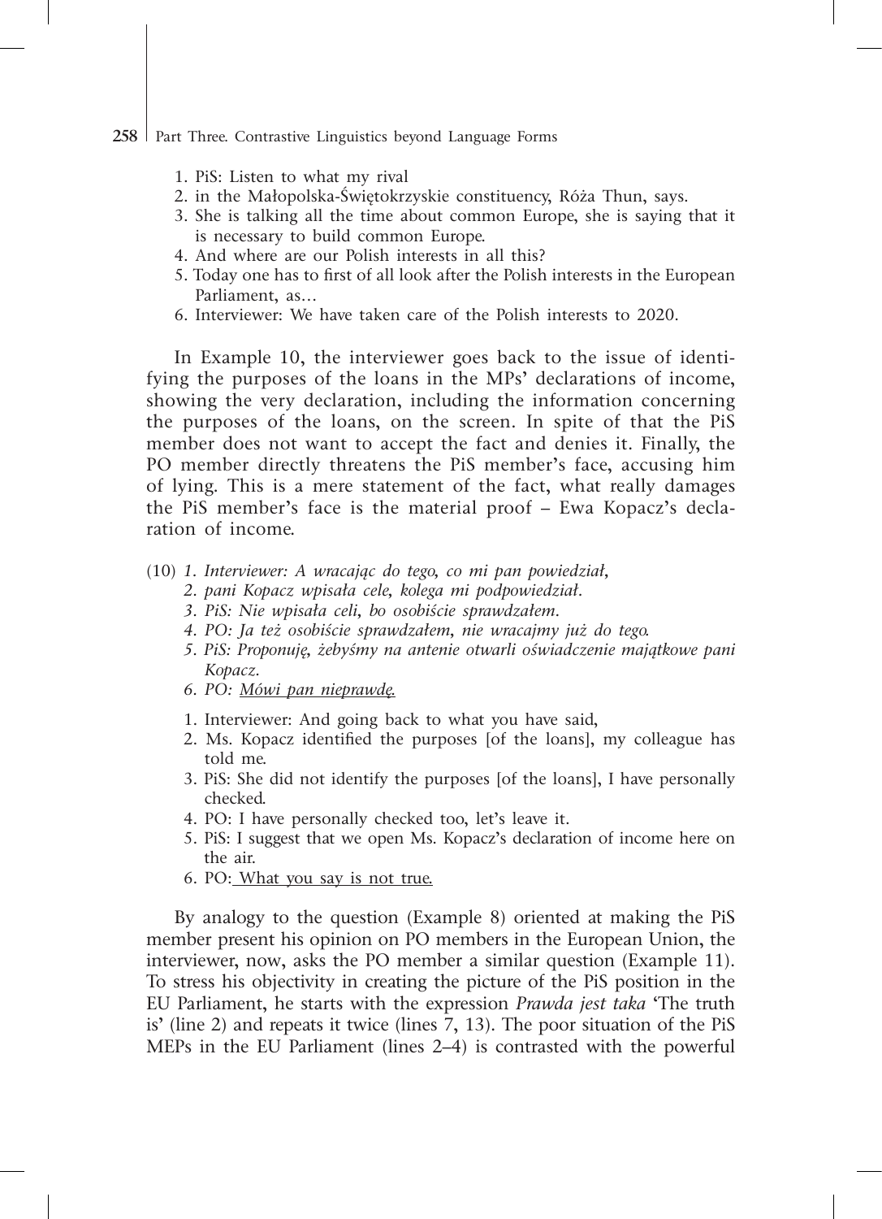1. PiS: Listen to what my rival
2. in the Małopolska-Świętokrzyskie constituency, Róża Thun, says.
3. She is talking all the time about common Europe, she is saying that it is necessary to build common Europe.
4. And where are our Polish interests in all this?
5. Today one has to first of all look after the Polish interests in the European Parliament, as…
6. Interviewer: We have taken care of the Polish interests to 2020.

In Example 10, the interviewer goes back to the issue of identifying the purposes of the loans in the MPs' declarations of income, showing the very declaration, including the information concerning the purposes of the loans, on the screen. In spite of that the PiS member does not want to accept the fact and denies it. Finally, the PO member directly threatens the PiS member's face, accusing him of lying. This is a mere statement of the fact, what really damages the PiS member's face is the material proof – Ewa Kopacz's declaration of income.

(10) *1. Interviewer: A wracając do tego, co mi pan powiedział,*
*2. pani Kopacz wpisała cele, kolega mi podpowiedział.*
*3. PiS: Nie wpisała celi, bo osobiście sprawdzałem.*
*4. PO: Ja też osobiście sprawdzałem, nie wracajmy już do tego.*
*5. PiS: Proponuję, żebyśmy na antenie otwarli oświadczenie majątkowe pani Kopacz.*
*6. PO: <u>Mówi pan nieprawdę.</u>*

1. Interviewer: And going back to what you have said,
2. Ms. Kopacz identified the purposes [of the loans], my colleague has told me.
3. PiS: She did not identify the purposes [of the loans], I have personally checked.
4. PO: I have personally checked too, let's leave it.
5. PiS: I suggest that we open Ms. Kopacz's declaration of income here on the air.
6. PO: <u>What you say is not true.</u>

By analogy to the question (Example 8) oriented at making the PiS member present his opinion on PO members in the European Union, the interviewer, now, asks the PO member a similar question (Example 11). To stress his objectivity in creating the picture of the PiS position in the EU Parliament, he starts with the expression *Prawda jest taka* 'The truth is' (line 2) and repeats it twice (lines 7, 13). The poor situation of the PiS MEPs in the EU Parliament (lines 2–4) is contrasted with the powerful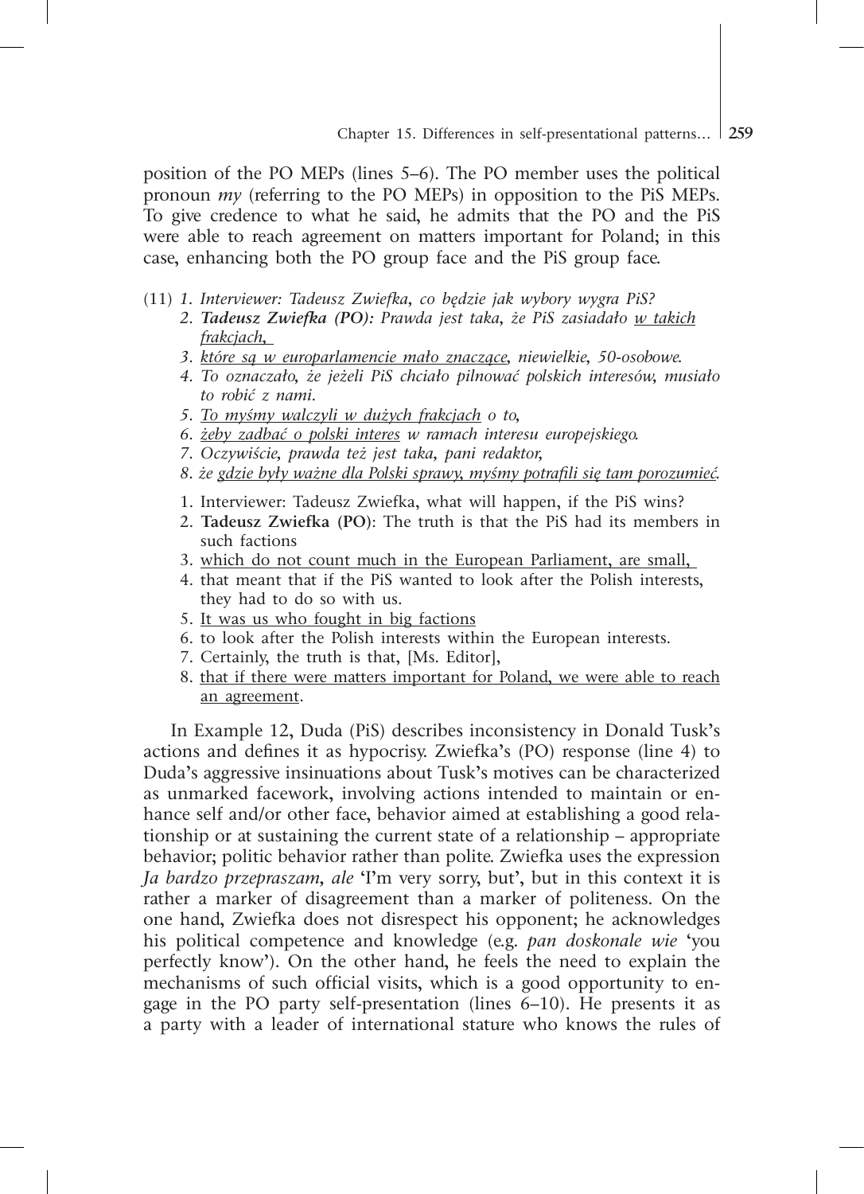position of the PO MEPs (lines 5–6). The PO member uses the political pronoun *my* (referring to the PO MEPs) in opposition to the PiS MEPs. To give credence to what he said, he admits that the PO and the PiS were able to reach agreement on matters important for Poland; in this case, enhancing both the PO group face and the PiS group face.

(11) *1. Interviewer: Tadeusz Zwiefka, co będzie jak wybory wygra PiS?*
*2. **Tadeusz Zwiefka (PO):** Prawda jest taka, że PiS zasiadało <u>w takich frakcjach,</u>*
*3. <u>które są w europarlamencie mało znaczące</u>, niewielkie, 50-osobowe.*
*4. To oznaczało, że jeżeli PiS chciało pilnować polskich interesów, musiało to robić z nami.*
*5. <u>To myśmy walczyli w dużych frakcjach</u> o to,*
*6. <u>żeby zadbać o polski interes</u> w ramach interesu europejskiego.*
*7. Oczywiście, prawda też jest taka, pani redaktor,*
*8. że <u>gdzie były ważne dla Polski sprawy, myśmy potrafili się tam porozumieć</u>.*

1. Interviewer: Tadeusz Zwiefka, what will happen, if the PiS wins?
2. **Tadeusz Zwiefka (PO)**: The truth is that the PiS had its members in such factions
3. <u>which do not count much in the European Parliament, are small,</u>
4. that meant that if the PiS wanted to look after the Polish interests, they had to do so with us.
5. <u>It was us who fought in big factions</u>
6. to look after the Polish interests within the European interests.
7. Certainly, the truth is that, [Ms. Editor],
8. <u>that if there were matters important for Poland, we were able to reach an agreement</u>.

In Example 12, Duda (PiS) describes inconsistency in Donald Tusk's actions and defines it as hypocrisy. Zwiefka's (PO) response (line 4) to Duda's aggressive insinuations about Tusk's motives can be characterized as unmarked facework, involving actions intended to maintain or enhance self and/or other face, behavior aimed at establishing a good relationship or at sustaining the current state of a relationship – appropriate behavior; politic behavior rather than polite. Zwiefka uses the expression *Ja bardzo przepraszam, ale* 'I'm very sorry, but', but in this context it is rather a marker of disagreement than a marker of politeness. On the one hand, Zwiefka does not disrespect his opponent; he acknowledges his political competence and knowledge (e.g. *pan doskonale wie* 'you perfectly know'). On the other hand, he feels the need to explain the mechanisms of such official visits, which is a good opportunity to engage in the PO party self-presentation (lines 6–10). He presents it as a party with a leader of international stature who knows the rules of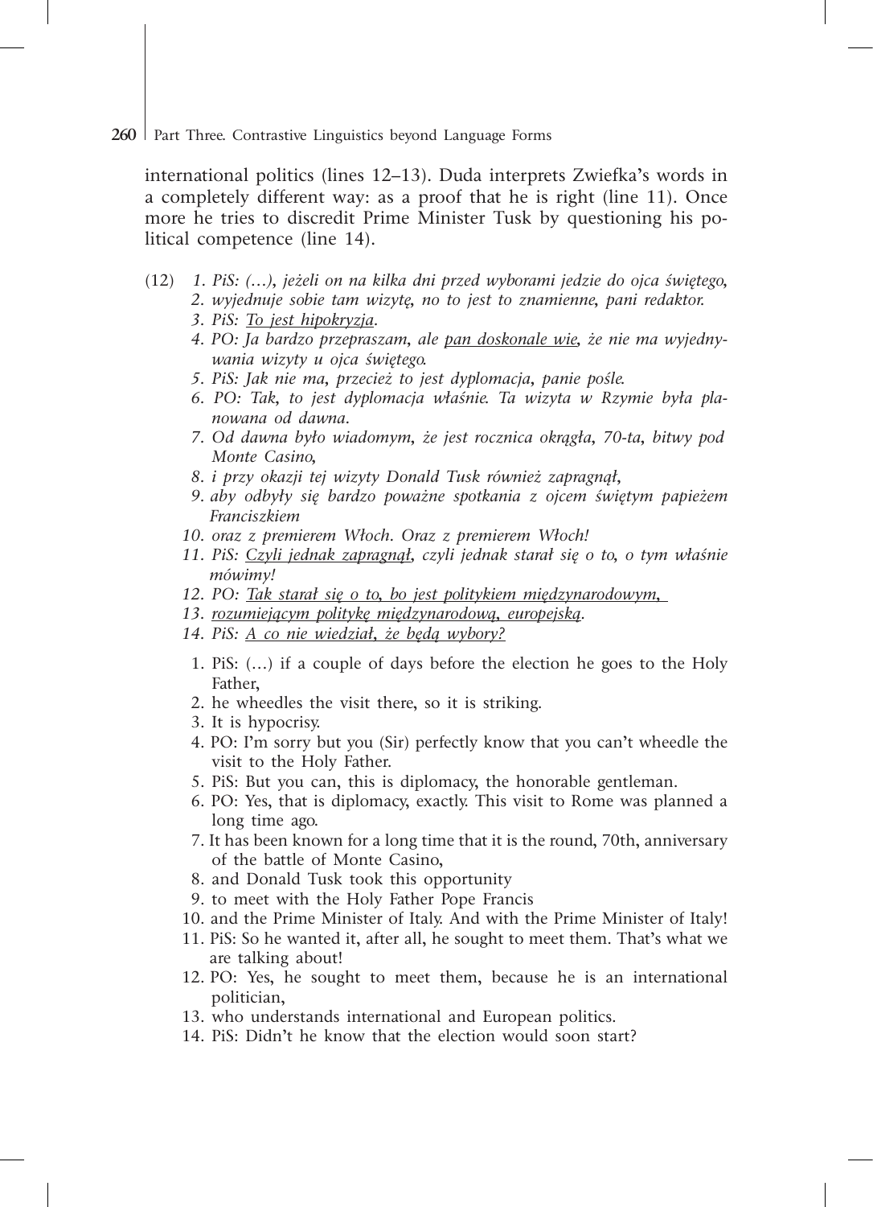international politics (lines 12–13). Duda interprets Zwiefka's words in a completely different way: as a proof that he is right (line 11). Once more he tries to discredit Prime Minister Tusk by questioning his political competence (line 14).

(12) 
1. *PiS: (…), jeżeli on na kilka dni przed wyborami jedzie do ojca świętego,*
2. *wyjednuje sobie tam wizytę, no to jest to znamienne, pani redaktor.*
3. *PiS: <u>To jest hipokryzja</u>.*
4. *PO: Ja bardzo przepraszam, ale <u>pan doskonale wie</u>, że nie ma wyjednywania wizyty u ojca świętego.*
5. *PiS: Jak nie ma, przecież to jest dyplomacja, panie pośle.*
6. *PO: Tak, to jest dyplomacja właśnie. Ta wizyta w Rzymie była planowana od dawna.*
7. *Od dawna było wiadomym, że jest rocznica okrągła, 70-ta, bitwy pod Monte Casino,*
8. *i przy okazji tej wizyty Donald Tusk również zapragnął,*
9. *aby odbyły się bardzo poważne spotkania z ojcem świętym papieżem Franciszkiem*
10. *oraz z premierem Włoch. Oraz z premierem Włoch!*
11. *PiS: <u>Czyli jednak zapragnął</u>, czyli jednak starał się o to, o tym właśnie mówimy!*
12. *PO: <u>Tak starał się o to, bo jest politykiem międzynarodowym,</u>*
13. *<u>rozumiejącym politykę międzynarodową, europejską</u>.*
14. *PiS: <u>A co nie wiedział, że będą wybory?</u>*

1. PiS: (…) if a couple of days before the election he goes to the Holy Father,
2. he wheedles the visit there, so it is striking.
3. It is hypocrisy.
4. PO: I'm sorry but you (Sir) perfectly know that you can't wheedle the visit to the Holy Father.
5. PiS: But you can, this is diplomacy, the honorable gentleman.
6. PO: Yes, that is diplomacy, exactly. This visit to Rome was planned a long time ago.
7. It has been known for a long time that it is the round, 70th, anniversary of the battle of Monte Casino,
8. and Donald Tusk took this opportunity
9. to meet with the Holy Father Pope Francis
10. and the Prime Minister of Italy. And with the Prime Minister of Italy!
11. PiS: So he wanted it, after all, he sought to meet them. That's what we are talking about!
12. PO: Yes, he sought to meet them, because he is an international politician,
13. who understands international and European politics.
14. PiS: Didn't he know that the election would soon start?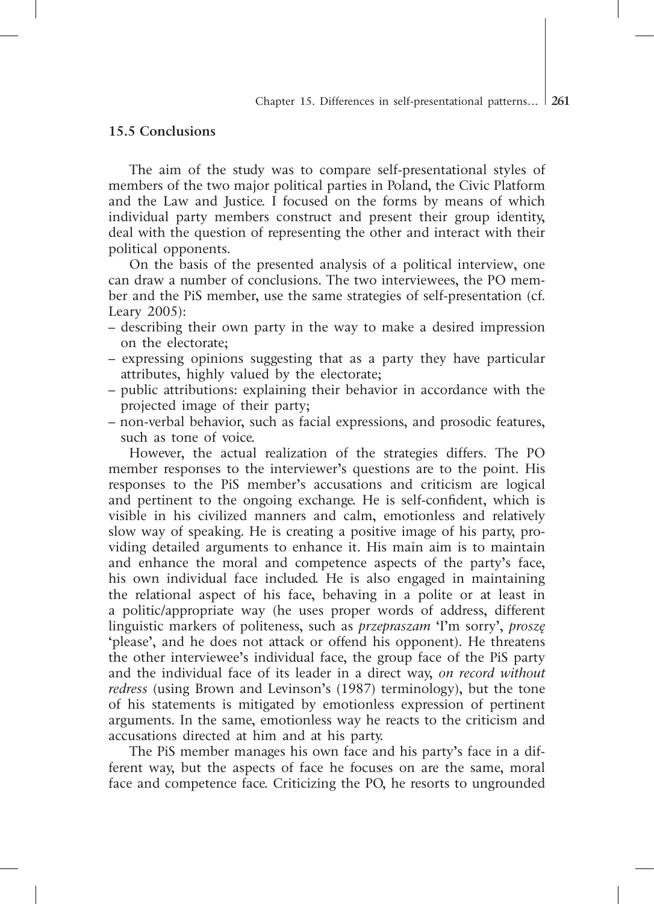## 15.5 Conclusions

The aim of the study was to compare self-presentational styles of members of the two major political parties in Poland, the Civic Platform and the Law and Justice. I focused on the forms by means of which individual party members construct and present their group identity, deal with the question of representing the other and interact with their political opponents.

On the basis of the presented analysis of a political interview, one can draw a number of conclusions. The two interviewees, the PO member and the PiS member, use the same strategies of self-presentation (cf. Leary 2005):

- describing their own party in the way to make a desired impression on the electorate;
- expressing opinions suggesting that as a party they have particular attributes, highly valued by the electorate;
- public attributions: explaining their behavior in accordance with the projected image of their party;
- non-verbal behavior, such as facial expressions, and prosodic features, such as tone of voice.

However, the actual realization of the strategies differs. The PO member responses to the interviewer's questions are to the point. His responses to the PiS member's accusations and criticism are logical and pertinent to the ongoing exchange. He is self-confident, which is visible in his civilized manners and calm, emotionless and relatively slow way of speaking. He is creating a positive image of his party, providing detailed arguments to enhance it. His main aim is to maintain and enhance the moral and competence aspects of the party's face, his own individual face included. He is also engaged in maintaining the relational aspect of his face, behaving in a polite or at least in a politic/appropriate way (he uses proper words of address, different linguistic markers of politeness, such as *przepraszam* 'I'm sorry', *proszę* 'please', and he does not attack or offend his opponent). He threatens the other interviewee's individual face, the group face of the PiS party and the individual face of its leader in a direct way, *on record without redress* (using Brown and Levinson's (1987) terminology), but the tone of his statements is mitigated by emotionless expression of pertinent arguments. In the same, emotionless way he reacts to the criticism and accusations directed at him and at his party.

The PiS member manages his own face and his party's face in a different way, but the aspects of face he focuses on are the same, moral face and competence face. Criticizing the PO, he resorts to ungrounded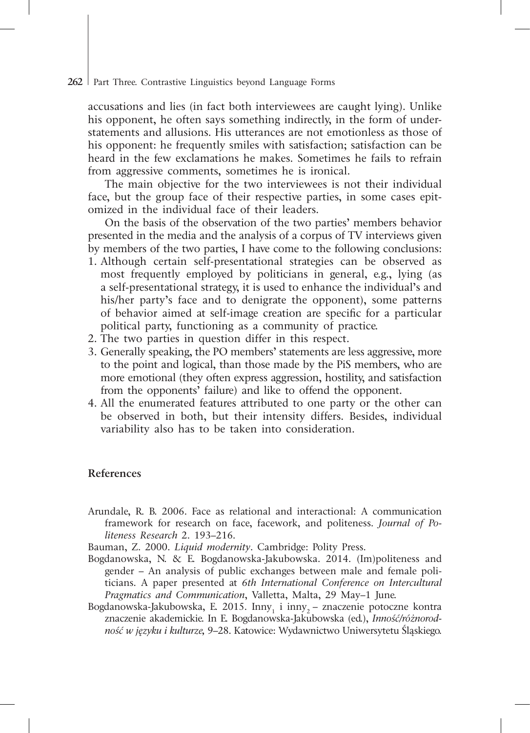accusations and lies (in fact both interviewees are caught lying). Unlike his opponent, he often says something indirectly, in the form of understatements and allusions. His utterances are not emotionless as those of his opponent: he frequently smiles with satisfaction; satisfaction can be heard in the few exclamations he makes. Sometimes he fails to refrain from aggressive comments, sometimes he is ironical.

The main objective for the two interviewees is not their individual face, but the group face of their respective parties, in some cases epitomized in the individual face of their leaders.

On the basis of the observation of the two parties' members behavior presented in the media and the analysis of a corpus of TV interviews given by members of the two parties, I have come to the following conclusions:

1. Although certain self-presentational strategies can be observed as most frequently employed by politicians in general, e.g., lying (as a self-presentational strategy, it is used to enhance the individual's and his/her party's face and to denigrate the opponent), some patterns of behavior aimed at self-image creation are specific for a particular political party, functioning as a community of practice.
2. The two parties in question differ in this respect.
3. Generally speaking, the PO members' statements are less aggressive, more to the point and logical, than those made by the PiS members, who are more emotional (they often express aggression, hostility, and satisfaction from the opponents' failure) and like to offend the opponent.
4. All the enumerated features attributed to one party or the other can be observed in both, but their intensity differs. Besides, individual variability also has to be taken into consideration.

## References

Arundale, R. B. 2006. Face as relational and interactional: A communication framework for research on face, facework, and politeness. *Journal of Politeness Research* 2. 193–216.

Bauman, Z. 2000. *Liquid modernity*. Cambridge: Polity Press.

Bogdanowska, N. & E. Bogdanowska-Jakubowska. 2014. (Im)politeness and gender – An analysis of public exchanges between male and female politicians. A paper presented at *6th International Conference on Intercultural Pragmatics and Communication*, Valletta, Malta, 29 May–1 June.

Bogdanowska-Jakubowska, E. 2015. Inny$_1$ i inny$_2$ – znaczenie potoczne kontra znaczenie akademickie. In E. Bogdanowska-Jakubowska (ed.), *Inność/różnorodność w języku i kulturze*, 9–28. Katowice: Wydawnictwo Uniwersytetu Śląskiego.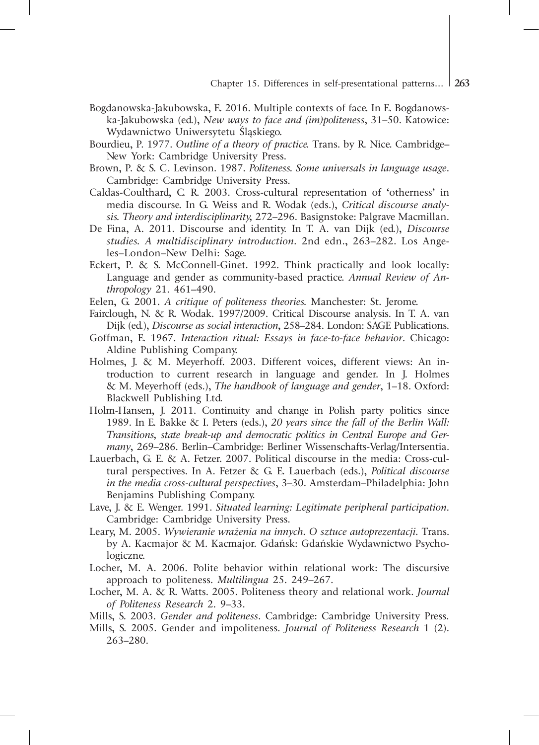Bogdanowska-Jakubowska, E. 2016. Multiple contexts of face. In E. Bogdanowska-Jakubowska (ed.), *New ways to face and (im)politeness*, 31–50. Katowice: Wydawnictwo Uniwersytetu Śląskiego.

Bourdieu, P. 1977. *Outline of a theory of practice.* Trans. by R. Nice. Cambridge–New York: Cambridge University Press.

Brown, P. & S. C. Levinson. 1987. *Politeness. Some universals in language usage*. Cambridge: Cambridge University Press.

Caldas-Coulthard, C. R. 2003. Cross-cultural representation of 'otherness' in media discourse. In G. Weiss and R. Wodak (eds.), *Critical discourse analysis. Theory and interdisciplinarity,* 272–296. Basignstoke: Palgrave Macmillan.

De Fina, A. 2011. Discourse and identity. In T. A. van Dijk (ed.), *Discourse studies. A multidisciplinary introduction*. 2nd edn., 263–282. Los Angeles–London–New Delhi: Sage.

Eckert, P. & S. McConnell-Ginet. 1992. Think practically and look locally: Language and gender as community-based practice. *Annual Review of Anthropology* 21. 461–490.

Eelen, G. 2001. *A critique of politeness theories.* Manchester: St. Jerome.

Fairclough, N. & R. Wodak. 1997/2009. Critical Discourse analysis. In T. A. van Dijk (ed.), *Discourse as social interaction*, 258–284. London: SAGE Publications.

Goffman, E. 1967. *Interaction ritual: Essays in face-to-face behavior*. Chicago: Aldine Publishing Company.

Holmes, J. & M. Meyerhoff. 2003. Different voices, different views: An introduction to current research in language and gender. In J. Holmes & M. Meyerhoff (eds.), *The handbook of language and gender*, 1–18. Oxford: Blackwell Publishing Ltd.

Holm-Hansen, J. 2011. Continuity and change in Polish party politics since 1989. In E. Bakke & I. Peters (eds.), *20 years since the fall of the Berlin Wall: Transitions, state break-up and democratic politics in Central Europe and Germany*, 269–286. Berlin–Cambridge: Berliner Wissenschafts-Verlag/Intersentia.

Lauerbach, G. E. & A. Fetzer. 2007. Political discourse in the media: Cross-cultural perspectives. In A. Fetzer & G. E. Lauerbach (eds.), *Political discourse in the media cross-cultural perspectives*, 3–30. Amsterdam–Philadelphia: John Benjamins Publishing Company.

Lave, J. & E. Wenger. 1991. *Situated learning: Legitimate peripheral participation*. Cambridge: Cambridge University Press.

Leary, M. 2005. *Wywieranie wrażenia na innych. O sztuce autoprezentacji*. Trans. by A. Kacmajor & M. Kacmajor. Gdańsk: Gdańskie Wydawnictwo Psychologiczne.

Locher, M. A. 2006. Polite behavior within relational work: The discursive approach to politeness. *Multilingua* 25. 249–267.

Locher, M. A. & R. Watts. 2005. Politeness theory and relational work. *Journal of Politeness Research* 2. 9–33.

Mills, S. 2003. *Gender and politeness*. Cambridge: Cambridge University Press.

Mills, S. 2005. Gender and impoliteness. *Journal of Politeness Research* 1 (2). 263–280.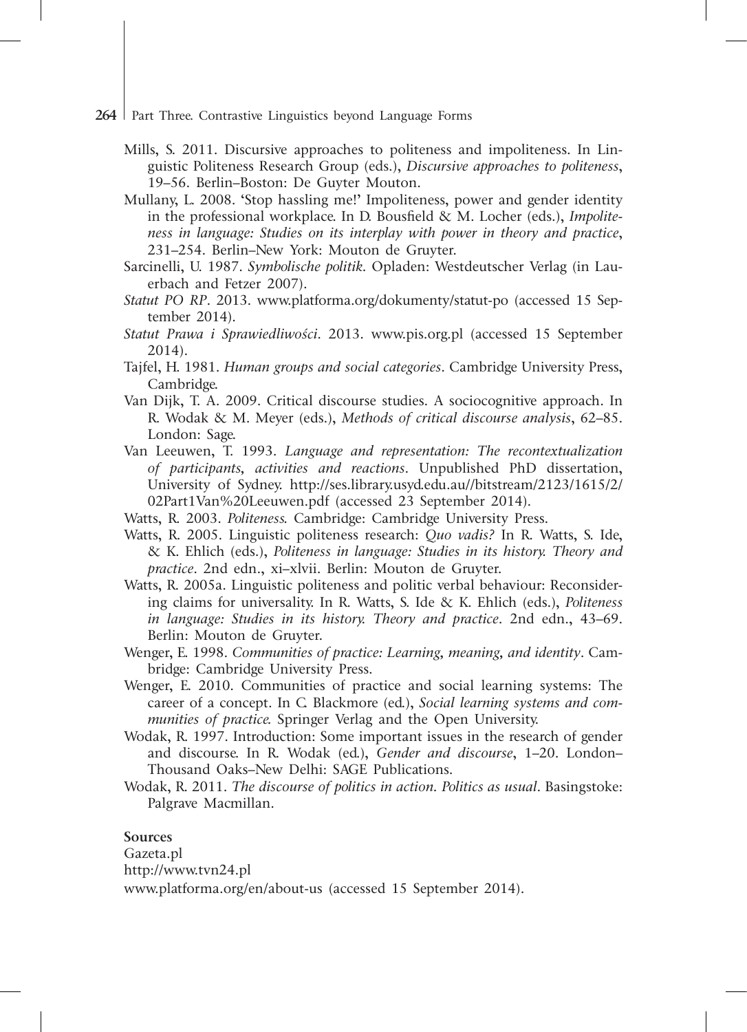Mills, S. 2011. Discursive approaches to politeness and impoliteness. In Linguistic Politeness Research Group (eds.), *Discursive approaches to politeness*, 19–56. Berlin–Boston: De Guyter Mouton.

Mullany, L. 2008. 'Stop hassling me!' Impoliteness, power and gender identity in the professional workplace. In D. Bousfield & M. Locher (eds.), *Impoliteness in language: Studies on its interplay with power in theory and practice*, 231–254. Berlin–New York: Mouton de Gruyter.

Sarcinelli, U. 1987. *Symbolische politik*. Opladen: Westdeutscher Verlag (in Lauerbach and Fetzer 2007).

*Statut PO RP*. 2013. www.platforma.org/dokumenty/statut-po (accessed 15 September 2014).

*Statut Prawa i Sprawiedliwości*. 2013. www.pis.org.pl (accessed 15 September 2014).

Tajfel, H. 1981. *Human groups and social categories*. Cambridge University Press, Cambridge.

Van Dijk, T. A. 2009. Critical discourse studies. A sociocognitive approach. In R. Wodak & M. Meyer (eds.), *Methods of critical discourse analysis*, 62–85. London: Sage.

Van Leeuwen, T. 1993. *Language and representation: The recontextualization of participants, activities and reactions*. Unpublished PhD dissertation, University of Sydney. http://ses.library.usyd.edu.au//bitstream/2123/1615/2/02Part1Van%20Leeuwen.pdf (accessed 23 September 2014).

Watts, R. 2003. *Politeness*. Cambridge: Cambridge University Press.

Watts, R. 2005. Linguistic politeness research: *Quo vadis?* In R. Watts, S. Ide, & K. Ehlich (eds.), *Politeness in language: Studies in its history. Theory and practice*. 2nd edn., xi–xlvii. Berlin: Mouton de Gruyter.

Watts, R. 2005a. Linguistic politeness and politic verbal behaviour: Reconsidering claims for universality. In R. Watts, S. Ide & K. Ehlich (eds.), *Politeness in language: Studies in its history. Theory and practice*. 2nd edn., 43–69. Berlin: Mouton de Gruyter.

Wenger, E. 1998. *Communities of practice: Learning, meaning, and identity*. Cambridge: Cambridge University Press.

Wenger, E. 2010. Communities of practice and social learning systems: The career of a concept. In C. Blackmore (ed.), *Social learning systems and communities of practice*. Springer Verlag and the Open University.

Wodak, R. 1997. Introduction: Some important issues in the research of gender and discourse. In R. Wodak (ed.), *Gender and discourse*, 1–20. London–Thousand Oaks–New Delhi: SAGE Publications.

Wodak, R. 2011. *The discourse of politics in action. Politics as usual*. Basingstoke: Palgrave Macmillan.

**Sources**

Gazeta.pl

http://www.tvn24.pl

www.platforma.org/en/about-us (accessed 15 September 2014).